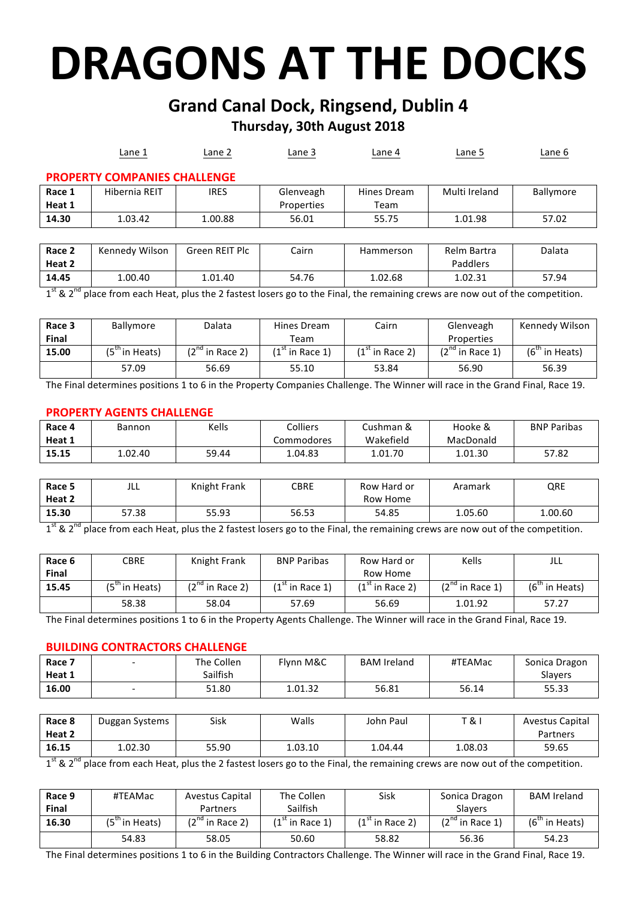# DRAGONS AT THE DOCKS

## Grand Canal Dock, Ringsend, Dublin 4

### Thursday, 30th August 2018

### PROPERTY COMPANIES CHALLENGE

| | Lane 1 | Lane 2 | Lane 3 | Lane 4 | Lane 5 | Lane 6 |
|---|---|---|---|---|---|---|
| **Race 1 Heat 1** | Hibernia REIT | IRES | Glenveagh Properties | Hines Dream Team | Multi Ireland | Ballymore |
| **14.30** | 1.03.42 | 1.00.88 | 56.01 | 55.75 | 1.01.98 | 57.02 |

| | Lane 1 | Lane 2 | Lane 3 | Lane 4 | Lane 5 | Lane 6 |
|---|---|---|---|---|---|---|
| **Race 2 Heat 2** | Kennedy Wilson | Green REIT Plc | Cairn | Hammerson | Relm Bartra Paddlers | Dalata |
| **14.45** | 1.00.40 | 1.01.40 | 54.76 | 1.02.68 | 1.02.31 | 57.94 |

1st & 2nd place from each Heat, plus the 2 fastest losers go to the Final, the remaining crews are now out of the competition.

| | Lane 1 | Lane 2 | Lane 3 | Lane 4 | Lane 5 | Lane 6 |
|---|---|---|---|---|---|---|
| **Race 3 Final** | Ballymore | Dalata | Hines Dream Team | Cairn | Glenveagh Properties | Kennedy Wilson |
| **15.00** | (5th in Heats) | (2nd in Race 2) | (1st in Race 1) | (1st in Race 2) | (2nd in Race 1) | (6th in Heats) |
| | 57.09 | 56.69 | 55.10 | 53.84 | 56.90 | 56.39 |

The Final determines positions 1 to 6 in the Property Companies Challenge. The Winner will race in the Grand Final, Race 19.

### PROPERTY AGENTS CHALLENGE

| | Lane 1 | Lane 2 | Lane 3 | Lane 4 | Lane 5 | Lane 6 |
|---|---|---|---|---|---|---|
| **Race 4 Heat 1** | Bannon | Kells | Colliers Commodores | Cushman & Wakefield | Hooke & MacDonald | BNP Paribas |
| **15.15** | 1.02.40 | 59.44 | 1.04.83 | 1.01.70 | 1.01.30 | 57.82 |

| | Lane 1 | Lane 2 | Lane 3 | Lane 4 | Lane 5 | Lane 6 |
|---|---|---|---|---|---|---|
| **Race 5 Heat 2** | JLL | Knight Frank | CBRE | Row Hard or Row Home | Aramark | QRE |
| **15.30** | 57.38 | 55.93 | 56.53 | 54.85 | 1.05.60 | 1.00.60 |

1st & 2nd place from each Heat, plus the 2 fastest losers go to the Final, the remaining crews are now out of the competition.

| | Lane 1 | Lane 2 | Lane 3 | Lane 4 | Lane 5 | Lane 6 |
|---|---|---|---|---|---|---|
| **Race 6 Final** | CBRE | Knight Frank | BNP Paribas | Row Hard or Row Home | Kells | JLL |
| **15.45** | (5th in Heats) | (2nd in Race 2) | (1st in Race 1) | (1st in Race 2) | (2nd in Race 1) | (6th in Heats) |
| | 58.38 | 58.04 | 57.69 | 56.69 | 1.01.92 | 57.27 |

The Final determines positions 1 to 6 in the Property Agents Challenge. The Winner will race in the Grand Final, Race 19.

### BUILDING CONTRACTORS CHALLENGE

| | Lane 1 | Lane 2 | Lane 3 | Lane 4 | Lane 5 | Lane 6 |
|---|---|---|---|---|---|---|
| **Race 7 Heat 1** | - | The Collen Sailfish | Flynn M&C | BAM Ireland | #TEAMac | Sonica Dragon Slayers |
| **16.00** | - | 51.80 | 1.01.32 | 56.81 | 56.14 | 55.33 |

| | Lane 1 | Lane 2 | Lane 3 | Lane 4 | Lane 5 | Lane 6 |
|---|---|---|---|---|---|---|
| **Race 8 Heat 2** | Duggan Systems | Sisk | Walls | John Paul | T & I | Avestus Capital Partners |
| **16.15** | 1.02.30 | 55.90 | 1.03.10 | 1.04.44 | 1.08.03 | 59.65 |

1st & 2nd place from each Heat, plus the 2 fastest losers go to the Final, the remaining crews are now out of the competition.

| | Lane 1 | Lane 2 | Lane 3 | Lane 4 | Lane 5 | Lane 6 |
|---|---|---|---|---|---|---|
| **Race 9 Final** | #TEAMac | Avestus Capital Partners | The Collen Sailfish | Sisk | Sonica Dragon Slayers | BAM Ireland |
| **16.30** | (5th in Heats) | (2nd in Race 2) | (1st in Race 1) | (1st in Race 2) | (2nd in Race 1) | (6th in Heats) |
| | 54.83 | 58.05 | 50.60 | 58.82 | 56.36 | 54.23 |

The Final determines positions 1 to 6 in the Building Contractors Challenge. The Winner will race in the Grand Final, Race 19.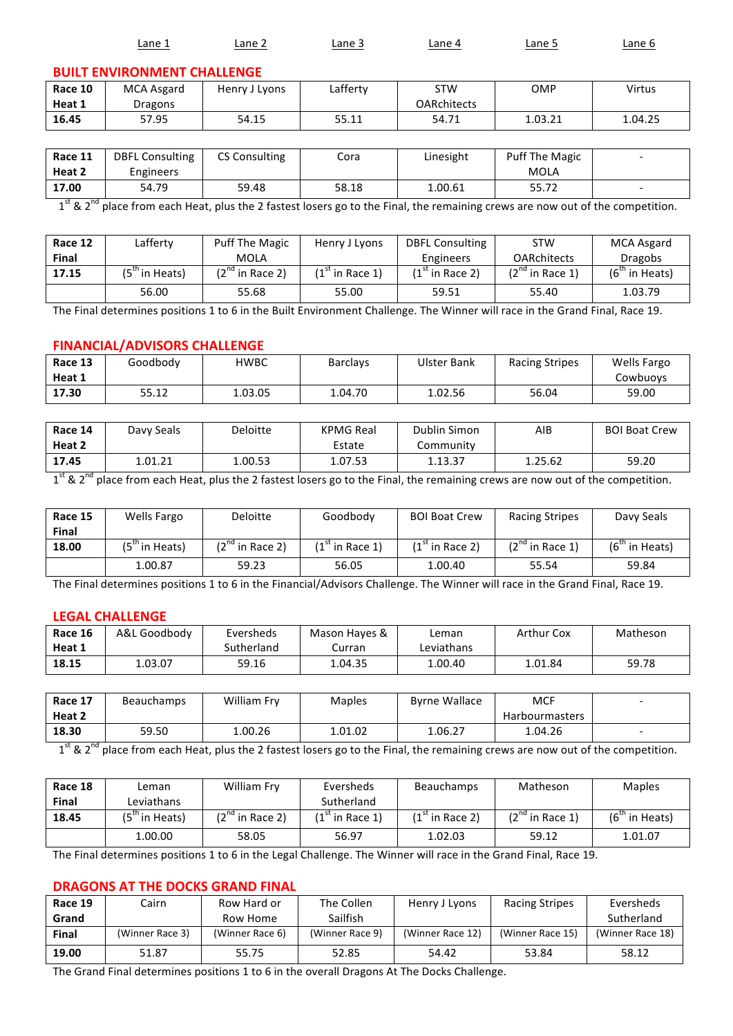| | Lane 1 | Lane 2 | Lane 3 | Lane 4 | Lane 5 | Lane 6 |
|---|---|---|---|---|---|---|

## BUILT ENVIRONMENT CHALLENGE

| Race 10 Heat 1 | MCA Asgard Dragons | Henry J Lyons | Lafferty | STW OARchitects | OMP | Virtus |
|---|---|---|---|---|---|---|
| 16.45 | 57.95 | 54.15 | 55.11 | 54.71 | 1.03.21 | 1.04.25 |

| Race 11 Heat 2 | DBFL Consulting Engineers | CS Consulting | Cora | Linesight | Puff The Magic MOLA | - |
|---|---|---|---|---|---|---|
| 17.00 | 54.79 | 59.48 | 58.18 | 1.00.61 | 55.72 | - |

1st & 2nd place from each Heat, plus the 2 fastest losers go to the Final, the remaining crews are now out of the competition.

| Race 12 Final | Lafferty | Puff The Magic MOLA | Henry J Lyons | DBFL Consulting Engineers | STW OARchitects | MCA Asgard Dragobs |
|---|---|---|---|---|---|---|
| 17.15 | (5th in Heats) | (2nd in Race 2) | (1st in Race 1) | (1st in Race 2) | (2nd in Race 1) | (6th in Heats) |
| | 56.00 | 55.68 | 55.00 | 59.51 | 55.40 | 1.03.79 |

The Final determines positions 1 to 6 in the Built Environment Challenge. The Winner will race in the Grand Final, Race 19.

## FINANCIAL/ADVISORS CHALLENGE

| Race 13 Heat 1 | Goodbody | HWBC | Barclays | Ulster Bank | Racing Stripes | Wells Fargo Cowbuoys |
|---|---|---|---|---|---|---|
| 17.30 | 55.12 | 1.03.05 | 1.04.70 | 1.02.56 | 56.04 | 59.00 |

| Race 14 Heat 2 | Davy Seals | Deloitte | KPMG Real Estate | Dublin Simon Community | AIB | BOI Boat Crew |
|---|---|---|---|---|---|---|
| 17.45 | 1.01.21 | 1.00.53 | 1.07.53 | 1.13.37 | 1.25.62 | 59.20 |

1st & 2nd place from each Heat, plus the 2 fastest losers go to the Final, the remaining crews are now out of the competition.

| Race 15 Final | Wells Fargo | Deloitte | Goodbody | BOI Boat Crew | Racing Stripes | Davy Seals |
|---|---|---|---|---|---|---|
| 18.00 | (5th in Heats) | (2nd in Race 2) | (1st in Race 1) | (1st in Race 2) | (2nd in Race 1) | (6th in Heats) |
| | 1.00.87 | 59.23 | 56.05 | 1.00.40 | 55.54 | 59.84 |

The Final determines positions 1 to 6 in the Financial/Advisors Challenge. The Winner will race in the Grand Final, Race 19.

## LEGAL CHALLENGE

| Race 16 Heat 1 | A&L Goodbody | Eversheds Sutherland | Mason Hayes & Curran | Leman Leviathans | Arthur Cox | Matheson |
|---|---|---|---|---|---|---|
| 18.15 | 1.03.07 | 59.16 | 1.04.35 | 1.00.40 | 1.01.84 | 59.78 |

| Race 17 Heat 2 | Beauchamps | William Fry | Maples | Byrne Wallace | MCF Harbourmasters | - |
|---|---|---|---|---|---|---|
| 18.30 | 59.50 | 1.00.26 | 1.01.02 | 1.06.27 | 1.04.26 | - |

1st & 2nd place from each Heat, plus the 2 fastest losers go to the Final, the remaining crews are now out of the competition.

| Race 18 Final | Leman Leviathans | William Fry | Eversheds Sutherland | Beauchamps | Matheson | Maples |
|---|---|---|---|---|---|---|
| 18.45 | (5th in Heats) | (2nd in Race 2) | (1st in Race 1) | (1st in Race 2) | (2nd in Race 1) | (6th in Heats) |
| | 1.00.00 | 58.05 | 56.97 | 1.02.03 | 59.12 | 1.01.07 |

The Final determines positions 1 to 6 in the Legal Challenge. The Winner will race in the Grand Final, Race 19.

## DRAGONS AT THE DOCKS GRAND FINAL

| Race 19 Grand Final | Cairn | Row Hard or Row Home | The Collen Sailfish | Henry J Lyons | Racing Stripes | Eversheds Sutherland |
|---|---|---|---|---|---|---|
| | (Winner Race 3) | (Winner Race 6) | (Winner Race 9) | (Winner Race 12) | (Winner Race 15) | (Winner Race 18) |
| 19.00 | 51.87 | 55.75 | 52.85 | 54.42 | 53.84 | 58.12 |

The Grand Final determines positions 1 to 6 in the overall Dragons At The Docks Challenge.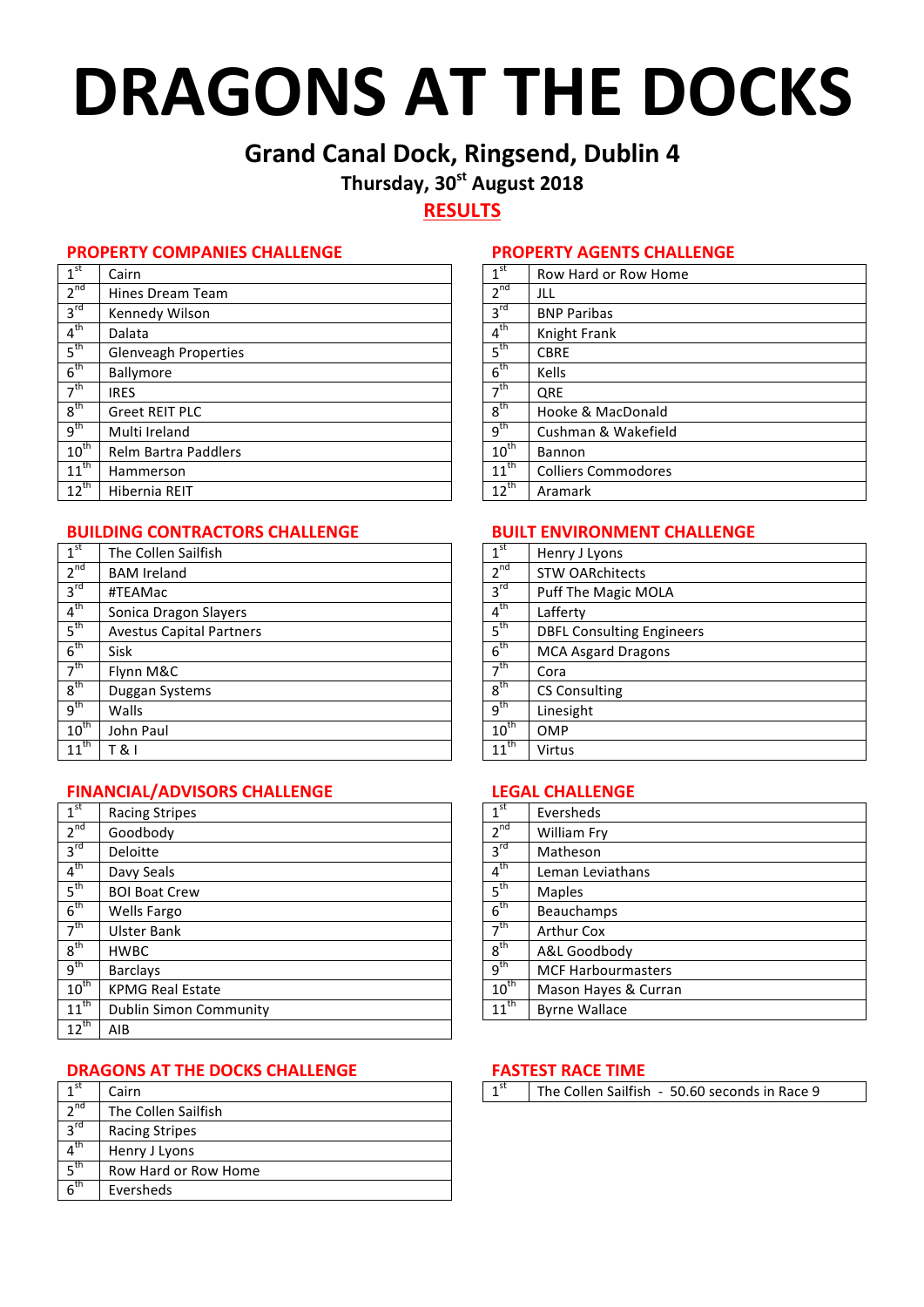# DRAGONS AT THE DOCKS

## Grand Canal Dock, Ringsend, Dublin 4

### Thursday, 30st August 2018

### RESULTS

#### PROPERTY COMPANIES CHALLENGE

| | |
|---|---|
| 1st | Cairn |
| 2nd | Hines Dream Team |
| 3rd | Kennedy Wilson |
| 4th | Dalata |
| 5th | Glenveagh Properties |
| 6th | Ballymore |
| 7th | IRES |
| 8th | Greet REIT PLC |
| 9th | Multi Ireland |
| 10th | Relm Bartra Paddlers |
| 11th | Hammerson |
| 12th | Hibernia REIT |

#### PROPERTY AGENTS CHALLENGE

| | |
|---|---|
| 1st | Row Hard or Row Home |
| 2nd | JLL |
| 3rd | BNP Paribas |
| 4th | Knight Frank |
| 5th | CBRE |
| 6th | Kells |
| 7th | QRE |
| 8th | Hooke & MacDonald |
| 9th | Cushman & Wakefield |
| 10th | Bannon |
| 11th | Colliers Commodores |
| 12th | Aramark |

#### BUILDING CONTRACTORS CHALLENGE

| | |
|---|---|
| 1st | The Collen Sailfish |
| 2nd | BAM Ireland |
| 3rd | #TEAMac |
| 4th | Sonica Dragon Slayers |
| 5th | Avestus Capital Partners |
| 6th | Sisk |
| 7th | Flynn M&C |
| 8th | Duggan Systems |
| 9th | Walls |
| 10th | John Paul |
| 11th | T & I |

#### BUILT ENVIRONMENT CHALLENGE

| | |
|---|---|
| 1st | Henry J Lyons |
| 2nd | STW OARchitects |
| 3rd | Puff The Magic MOLA |
| 4th | Lafferty |
| 5th | DBFL Consulting Engineers |
| 6th | MCA Asgard Dragons |
| 7th | Cora |
| 8th | CS Consulting |
| 9th | Linesight |
| 10th | OMP |
| 11th | Virtus |

#### FINANCIAL/ADVISORS CHALLENGE

| | |
|---|---|
| 1st | Racing Stripes |
| 2nd | Goodbody |
| 3rd | Deloitte |
| 4th | Davy Seals |
| 5th | BOI Boat Crew |
| 6th | Wells Fargo |
| 7th | Ulster Bank |
| 8th | HWBC |
| 9th | Barclays |
| 10th | KPMG Real Estate |
| 11th | Dublin Simon Community |
| 12th | AIB |

#### LEGAL CHALLENGE

| | |
|---|---|
| 1st | Eversheds |
| 2nd | William Fry |
| 3rd | Matheson |
| 4th | Leman Leviathans |
| 5th | Maples |
| 6th | Beauchamps |
| 7th | Arthur Cox |
| 8th | A&L Goodbody |
| 9th | MCF Harbourmasters |
| 10th | Mason Hayes & Curran |
| 11th | Byrne Wallace |

#### DRAGONS AT THE DOCKS CHALLENGE

| | |
|---|---|
| 1st | Cairn |
| 2nd | The Collen Sailfish |
| 3rd | Racing Stripes |
| 4th | Henry J Lyons |
| 5th | Row Hard or Row Home |
| 6th | Eversheds |

#### FASTEST RACE TIME

| | |
|---|---|
| 1st | The Collen Sailfish - 50.60 seconds in Race 9 |